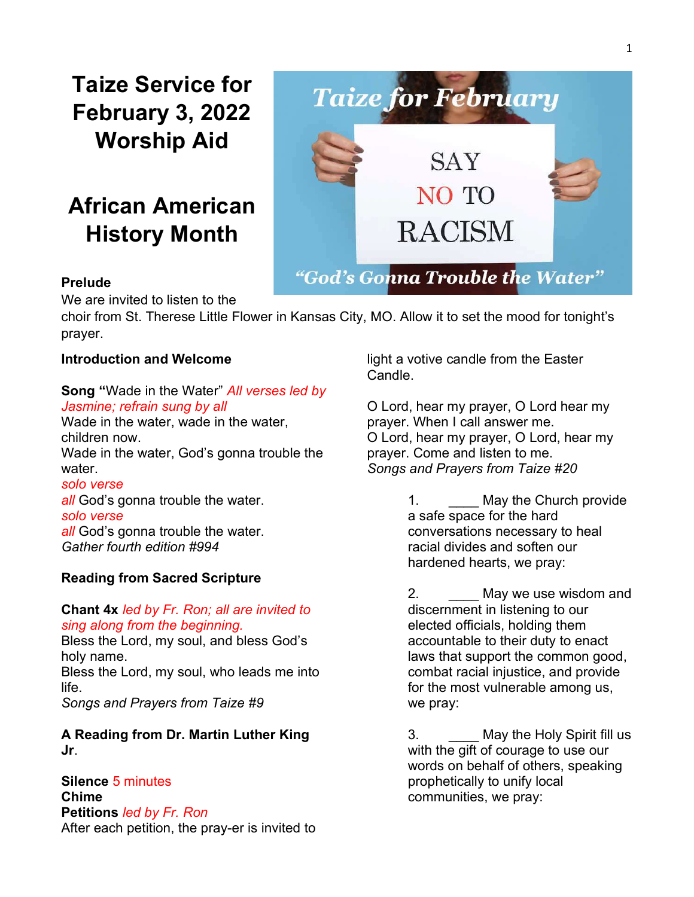# Taize Service for February 3, 2022 Worship Aid

# African American History Month

Taize for February

SAY NO TO RACISM

"God's Gonna Trouble the Water"

**Prelude**

We are invited to listen to the choir from St. Therese Little Flower in Kansas City, MO. Allow it to set the mood for tonight's prayer.

**Introduction and Welcome**

**Song "**Wade in the Water" *All verses led by Jasmine; refrain sung by all*

Wade in the water, wade in the water, children now.
Wade in the water, God's gonna trouble the water.

*solo verse*

*all* God's gonna trouble the water.

*solo verse*

*all* God's gonna trouble the water.

*Gather fourth edition #994*

**Reading from Sacred Scripture**

**Chant 4x** *led by Fr. Ron; all are invited to sing along from the beginning.*

Bless the Lord, my soul, and bless God's holy name.
Bless the Lord, my soul, who leads me into life.

*Songs and Prayers from Taize #9*

**A Reading from Dr. Martin Luther King Jr.**

**Silence** 5 minutes

**Chime**

**Petitions** *led by Fr. Ron*

After each petition, the pray-er is invited to light a votive candle from the Easter Candle.

O Lord, hear my prayer, O Lord hear my prayer. When I call answer me.
O Lord, hear my prayer, O Lord, hear my prayer. Come and listen to me.

*Songs and Prayers from Taize #20*

1. ____ May the Church provide a safe space for the hard conversations necessary to heal racial divides and soften our hardened hearts, we pray:

2. ____ May we use wisdom and discernment in listening to our elected officials, holding them accountable to their duty to enact laws that support the common good, combat racial injustice, and provide for the most vulnerable among us, we pray:

3. ____ May the Holy Spirit fill us with the gift of courage to use our words on behalf of others, speaking prophetically to unify local communities, we pray: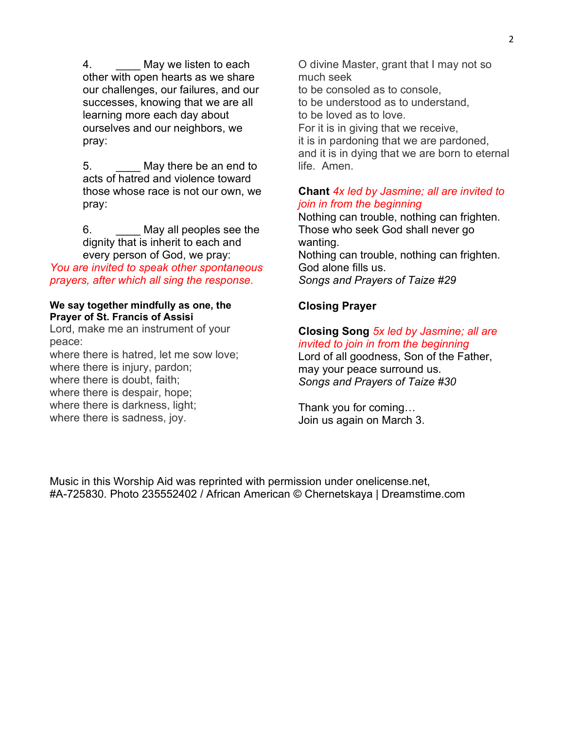4. ____ May we listen to each other with open hearts as we share our challenges, our failures, and our successes, knowing that we are all learning more each day about ourselves and our neighbors, we pray:

5. ____ May there be an end to acts of hatred and violence toward those whose race is not our own, we pray:

6. ____ May all peoples see the dignity that is inherit to each and every person of God, we pray:

*You are invited to speak other spontaneous prayers, after which all sing the response.*

**We say together mindfully as one, the Prayer of St. Francis of Assisi**

Lord, make me an instrument of your peace:
where there is hatred, let me sow love;
where there is injury, pardon;
where there is doubt, faith;
where there is despair, hope;
where there is darkness, light;
where there is sadness, joy.

O divine Master, grant that I may not so much seek
to be consoled as to console,
to be understood as to understand,
to be loved as to love.
For it is in giving that we receive,
it is in pardoning that we are pardoned,
and it is in dying that we are born to eternal life. Amen.

**Chant** *4x led by Jasmine; all are invited to join in from the beginning*

Nothing can trouble, nothing can frighten.
Those who seek God shall never go wanting.
Nothing can trouble, nothing can frighten.
God alone fills us.
*Songs and Prayers of Taize #29*

**Closing Prayer**

**Closing Song** *5x led by Jasmine; all are invited to join in from the beginning*

Lord of all goodness, Son of the Father,
may your peace surround us.
*Songs and Prayers of Taize #30*

Thank you for coming…
Join us again on March 3.

Music in this Worship Aid was reprinted with permission under onelicense.net, #A-725830. Photo 235552402 / African American © Chernetskaya | Dreamstime.com